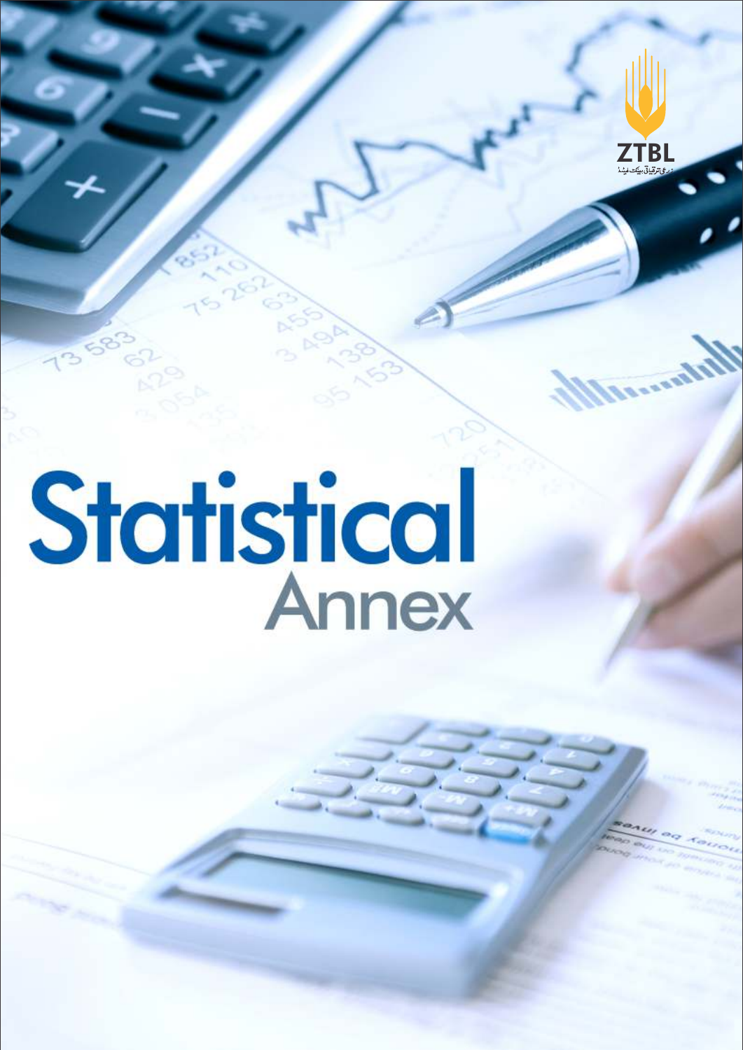# Statistical Annex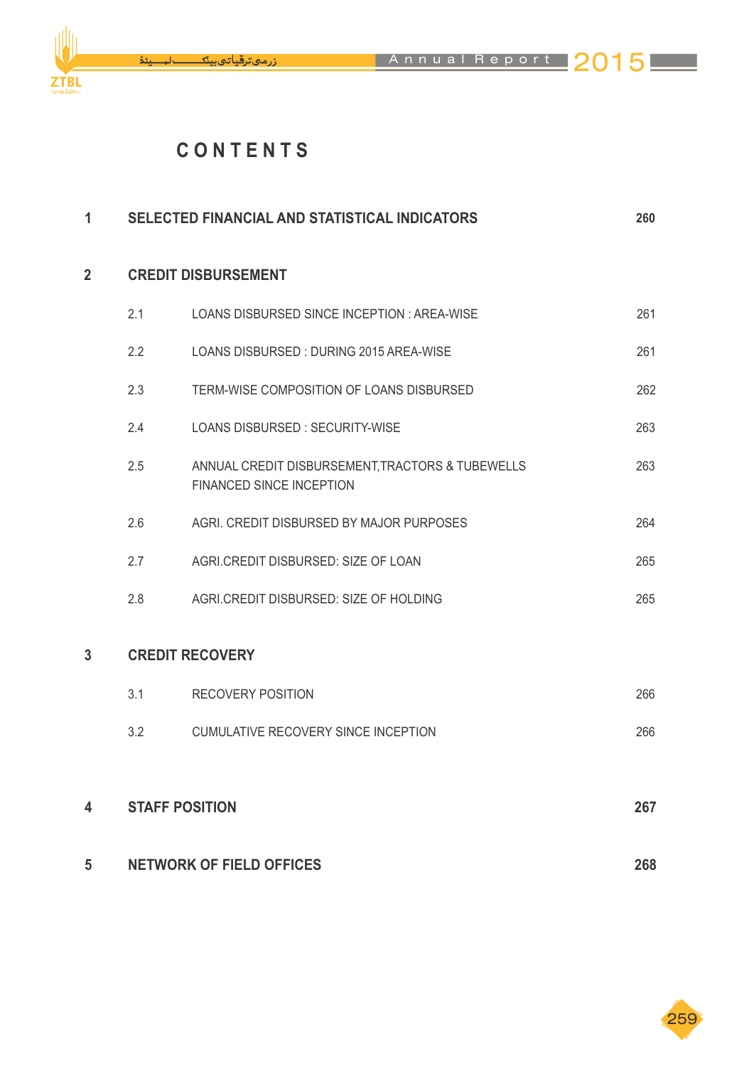# CONTENTS

| | | | |
|---|---|---|---|
| **1** | **SELECTED FINANCIAL AND STATISTICAL INDICATORS** | | **260** |
| **2** | **CREDIT DISBURSEMENT** | | |
| | 2.1 | LOANS DISBURSED SINCE INCEPTION : AREA-WISE | 261 |
| | 2.2 | LOANS DISBURSED : DURING 2015 AREA-WISE | 261 |
| | 2.3 | TERM-WISE COMPOSITION OF LOANS DISBURSED | 262 |
| | 2.4 | LOANS DISBURSED : SECURITY-WISE | 263 |
| | 2.5 | ANNUAL CREDIT DISBURSEMENT,TRACTORS & TUBEWELLS FINANCED SINCE INCEPTION | 263 |
| | 2.6 | AGRI. CREDIT DISBURSED BY MAJOR PURPOSES | 264 |
| | 2.7 | AGRI.CREDIT DISBURSED: SIZE OF LOAN | 265 |
| | 2.8 | AGRI.CREDIT DISBURSED: SIZE OF HOLDING | 265 |
| **3** | **CREDIT RECOVERY** | | |
| | 3.1 | RECOVERY POSITION | 266 |
| | 3.2 | CUMULATIVE RECOVERY SINCE INCEPTION | 266 |
| **4** | **STAFF POSITION** | | **267** |
| **5** | **NETWORK OF FIELD OFFICES** | | **268** |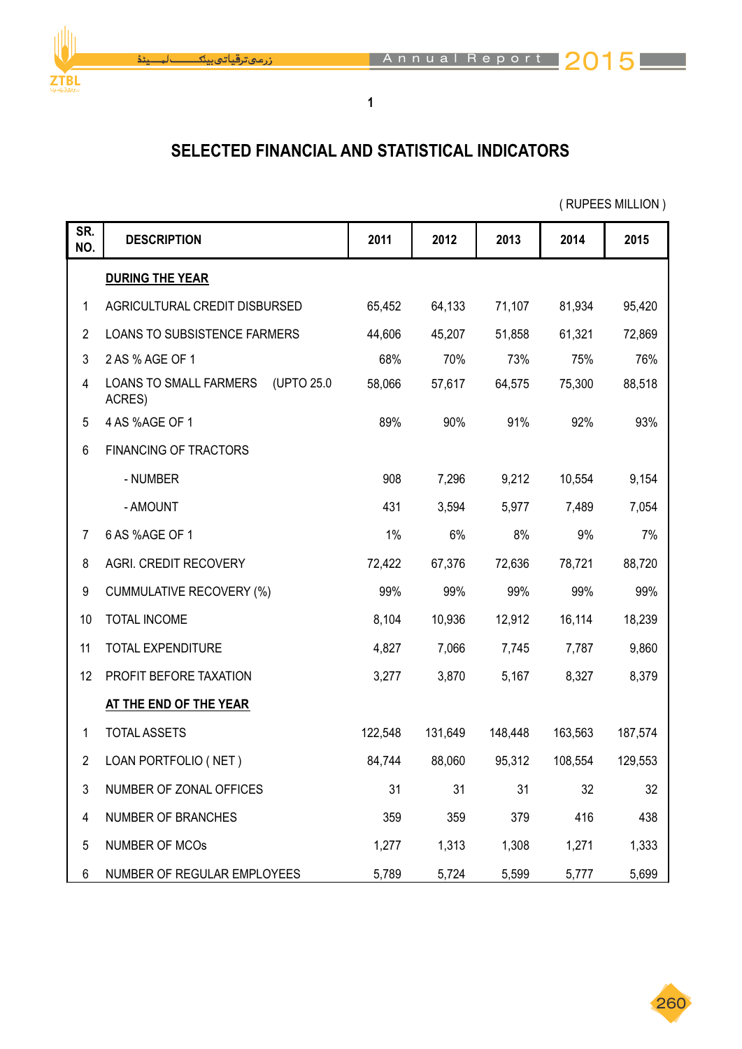1

## SELECTED FINANCIAL AND STATISTICAL INDICATORS

( RUPEES MILLION )

| SR. NO. | DESCRIPTION | 2011 | 2012 | 2013 | 2014 | 2015 |
|---|---|---|---|---|---|---|
| | **DURING THE YEAR** | | | | | |
| 1 | AGRICULTURAL CREDIT DISBURSED | 65,452 | 64,133 | 71,107 | 81,934 | 95,420 |
| 2 | LOANS TO SUBSISTENCE FARMERS | 44,606 | 45,207 | 51,858 | 61,321 | 72,869 |
| 3 | 2 AS % AGE OF 1 | 68% | 70% | 73% | 75% | 76% |
| 4 | LOANS TO SMALL FARMERS (UPTO 25.0 ACRES) | 58,066 | 57,617 | 64,575 | 75,300 | 88,518 |
| 5 | 4 AS %AGE OF 1 | 89% | 90% | 91% | 92% | 93% |
| 6 | FINANCING OF TRACTORS | | | | | |
| | - NUMBER | 908 | 7,296 | 9,212 | 10,554 | 9,154 |
| | - AMOUNT | 431 | 3,594 | 5,977 | 7,489 | 7,054 |
| 7 | 6 AS %AGE OF 1 | 1% | 6% | 8% | 9% | 7% |
| 8 | AGRI. CREDIT RECOVERY | 72,422 | 67,376 | 72,636 | 78,721 | 88,720 |
| 9 | CUMMULATIVE RECOVERY (%) | 99% | 99% | 99% | 99% | 99% |
| 10 | TOTAL INCOME | 8,104 | 10,936 | 12,912 | 16,114 | 18,239 |
| 11 | TOTAL EXPENDITURE | 4,827 | 7,066 | 7,745 | 7,787 | 9,860 |
| 12 | PROFIT BEFORE TAXATION | 3,277 | 3,870 | 5,167 | 8,327 | 8,379 |
| | **AT THE END OF THE YEAR** | | | | | |
| 1 | TOTAL ASSETS | 122,548 | 131,649 | 148,448 | 163,563 | 187,574 |
| 2 | LOAN PORTFOLIO ( NET ) | 84,744 | 88,060 | 95,312 | 108,554 | 129,553 |
| 3 | NUMBER OF ZONAL OFFICES | 31 | 31 | 31 | 32 | 32 |
| 4 | NUMBER OF BRANCHES | 359 | 359 | 379 | 416 | 438 |
| 5 | NUMBER OF MCOs | 1,277 | 1,313 | 1,308 | 1,271 | 1,333 |
| 6 | NUMBER OF REGULAR EMPLOYEES | 5,789 | 5,724 | 5,599 | 5,777 | 5,699 |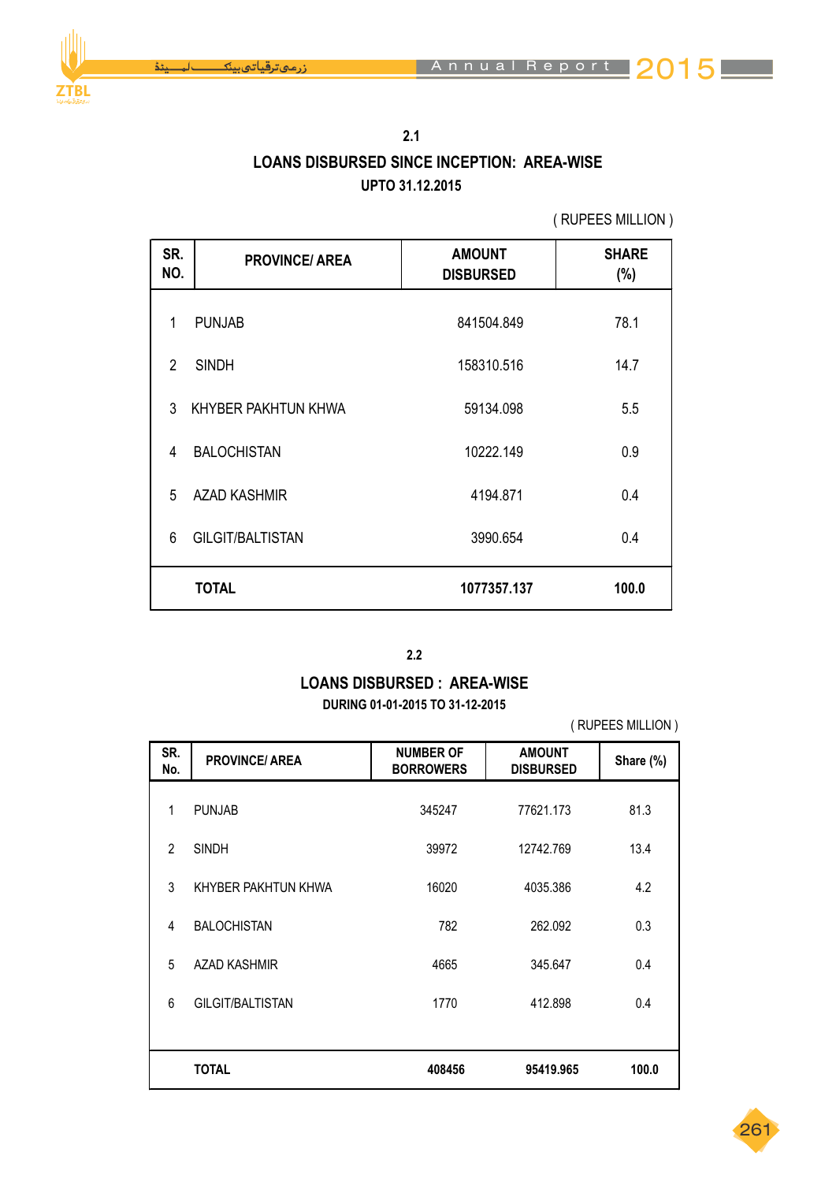## 2.1

## LOANS DISBURSED SINCE INCEPTION: AREA-WISE

### UPTO 31.12.2015

( RUPEES MILLION )

| SR. NO. | PROVINCE/ AREA | AMOUNT DISBURSED | SHARE (%) |
|---|---|---|---|
| 1 | PUNJAB | 841504.849 | 78.1 |
| 2 | SINDH | 158310.516 | 14.7 |
| 3 | KHYBER PAKHTUN KHWA | 59134.098 | 5.5 |
| 4 | BALOCHISTAN | 10222.149 | 0.9 |
| 5 | AZAD KASHMIR | 4194.871 | 0.4 |
| 6 | GILGIT/BALTISTAN | 3990.654 | 0.4 |
| | **TOTAL** | **1077357.137** | **100.0** |

## 2.2

## LOANS DISBURSED : AREA-WISE

### DURING 01-01-2015 TO 31-12-2015

( RUPEES MILLION )

| SR. No. | PROVINCE/ AREA | NUMBER OF BORROWERS | AMOUNT DISBURSED | Share (%) |
|---|---|---|---|---|
| 1 | PUNJAB | 345247 | 77621.173 | 81.3 |
| 2 | SINDH | 39972 | 12742.769 | 13.4 |
| 3 | KHYBER PAKHTUN KHWA | 16020 | 4035.386 | 4.2 |
| 4 | BALOCHISTAN | 782 | 262.092 | 0.3 |
| 5 | AZAD KASHMIR | 4665 | 345.647 | 0.4 |
| 6 | GILGIT/BALTISTAN | 1770 | 412.898 | 0.4 |
| | **TOTAL** | **408456** | **95419.965** | **100.0** |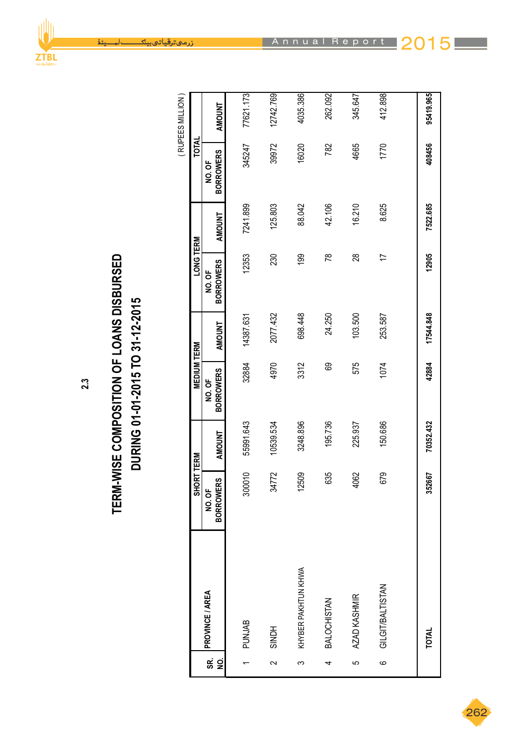2.3

# TERM-WISE COMPOSITION OF LOANS DISBURSED

## DURING 01-01-2015 TO 31-12-2015

(RUPEES MILLION)

| SR. NO. | PROVINCE / AREA | SHORT TERM | | MEDIUM TERM | | LONG TERM | | TOTAL | |
|---|---|---|---|---|---|---|---|---|---|
| | | NO. OF BORROWERS | AMOUNT | NO. OF BORROWERS | AMOUNT | NO. OF BORROWERS | AMOUNT | NO. OF BORROWERS | AMOUNT |
| 1 | PUNJAB | 300010 | 55991.643 | 32884 | 14387.631 | 12353 | 7241.899 | 345247 | 77621.173 |
| 2 | SINDH | 34772 | 10539.534 | 4970 | 2077.432 | 230 | 125.803 | 39972 | 12742.769 |
| 3 | KHYBER PAKHTUN KHWA | 12509 | 3248.896 | 3312 | 698.448 | 199 | 88.042 | 16020 | 4035.386 |
| 4 | BALOCHISTAN | 635 | 195.736 | 69 | 24.250 | 78 | 42.106 | 782 | 262.092 |
| 5 | AZAD KASHMIR | 4062 | 225.937 | 575 | 103.500 | 28 | 16.210 | 4665 | 345.647 |
| 6 | GILGIT/BALTISTAN | 679 | 150.686 | 1074 | 253.587 | 17 | 8.625 | 1770 | 412.898 |
| | **TOTAL** | **352667** | **70352.432** | **42884** | **17544.848** | **12905** | **7522.685** | **408456** | **95419.965** |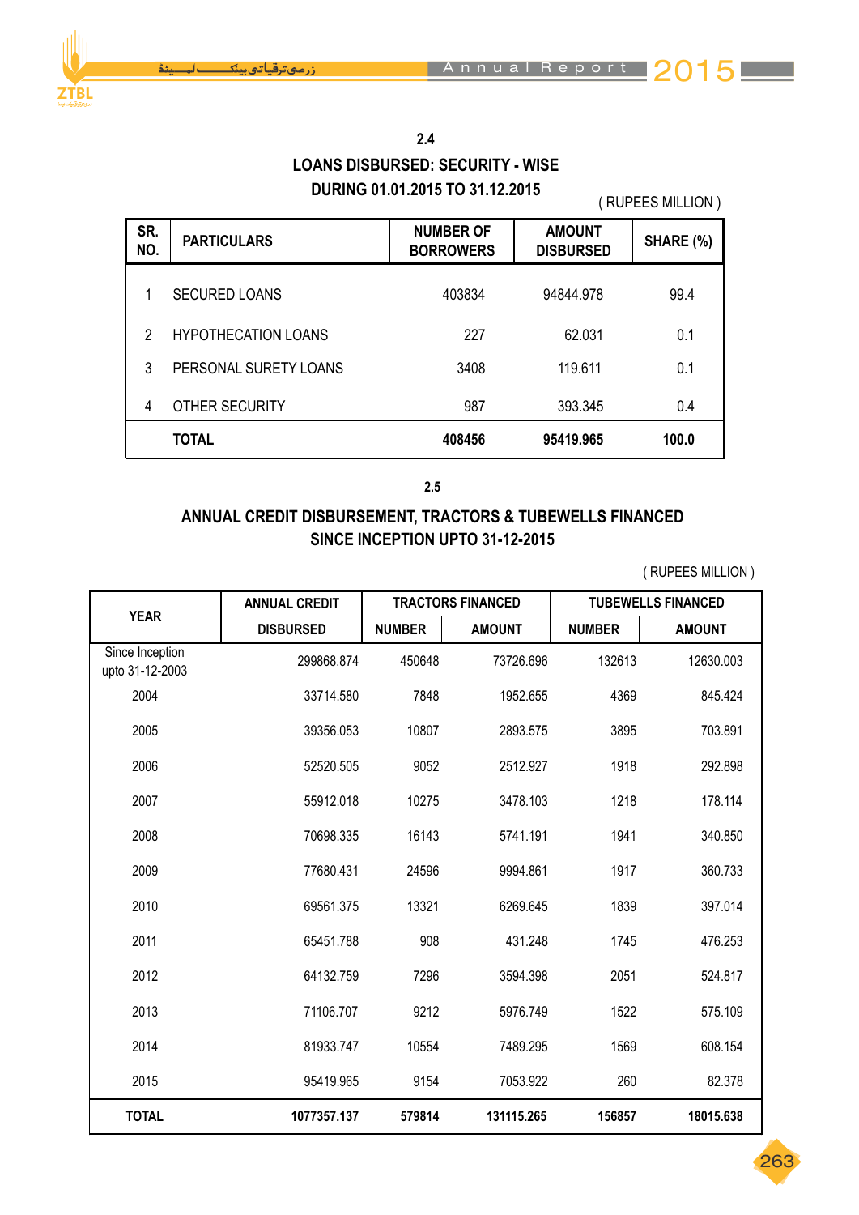## 2.4

## LOANS DISBURSED: SECURITY - WISE DURING 01.01.2015 TO 31.12.2015

( RUPEES MILLION )

| SR. NO. | PARTICULARS | NUMBER OF BORROWERS | AMOUNT DISBURSED | SHARE (%) |
|---|---|---|---|---|
| 1 | SECURED LOANS | 403834 | 94844.978 | 99.4 |
| 2 | HYPOTHECATION LOANS | 227 | 62.031 | 0.1 |
| 3 | PERSONAL SURETY LOANS | 3408 | 119.611 | 0.1 |
| 4 | OTHER SECURITY | 987 | 393.345 | 0.4 |
| | **TOTAL** | **408456** | **95419.965** | **100.0** |

## 2.5

## ANNUAL CREDIT DISBURSEMENT, TRACTORS & TUBEWELLS FINANCED SINCE INCEPTION UPTO 31-12-2015

( RUPEES MILLION )

| YEAR | ANNUAL CREDIT | TRACTORS FINANCED | | TUBEWELLS FINANCED | |
|---|---|---|---|---|---|
| | DISBURSED | NUMBER | AMOUNT | NUMBER | AMOUNT |
| Since Inception upto 31-12-2003 | 299868.874 | 450648 | 73726.696 | 132613 | 12630.003 |
| 2004 | 33714.580 | 7848 | 1952.655 | 4369 | 845.424 |
| 2005 | 39356.053 | 10807 | 2893.575 | 3895 | 703.891 |
| 2006 | 52520.505 | 9052 | 2512.927 | 1918 | 292.898 |
| 2007 | 55912.018 | 10275 | 3478.103 | 1218 | 178.114 |
| 2008 | 70698.335 | 16143 | 5741.191 | 1941 | 340.850 |
| 2009 | 77680.431 | 24596 | 9994.861 | 1917 | 360.733 |
| 2010 | 69561.375 | 13321 | 6269.645 | 1839 | 397.014 |
| 2011 | 65451.788 | 908 | 431.248 | 1745 | 476.253 |
| 2012 | 64132.759 | 7296 | 3594.398 | 2051 | 524.817 |
| 2013 | 71106.707 | 9212 | 5976.749 | 1522 | 575.109 |
| 2014 | 81933.747 | 10554 | 7489.295 | 1569 | 608.154 |
| 2015 | 95419.965 | 9154 | 7053.922 | 260 | 82.378 |
| **TOTAL** | **1077357.137** | **579814** | **131115.265** | **156857** | **18015.638** |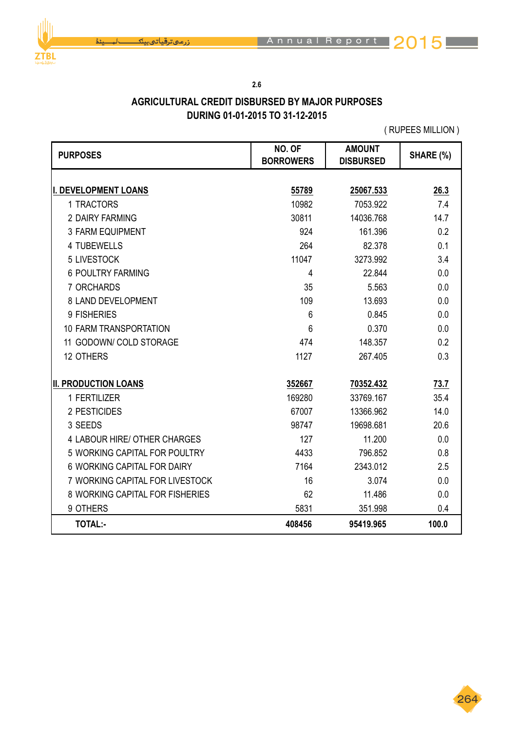2.6

## AGRICULTURAL CREDIT DISBURSED BY MAJOR PURPOSES DURING 01-01-2015 TO 31-12-2015

( RUPEES MILLION )

| PURPOSES | NO. OF BORROWERS | AMOUNT DISBURSED | SHARE (%) |
|---|---|---|---|
| **I. DEVELOPMENT LOANS** | **55789** | **25067.533** | **26.3** |
| 1 TRACTORS | 10982 | 7053.922 | 7.4 |
| 2 DAIRY FARMING | 30811 | 14036.768 | 14.7 |
| 3 FARM EQUIPMENT | 924 | 161.396 | 0.2 |
| 4 TUBEWELLS | 264 | 82.378 | 0.1 |
| 5 LIVESTOCK | 11047 | 3273.992 | 3.4 |
| 6 POULTRY FARMING | 4 | 22.844 | 0.0 |
| 7 ORCHARDS | 35 | 5.563 | 0.0 |
| 8 LAND DEVELOPMENT | 109 | 13.693 | 0.0 |
| 9 FISHERIES | 6 | 0.845 | 0.0 |
| 10 FARM TRANSPORTATION | 6 | 0.370 | 0.0 |
| 11 GODOWN/ COLD STORAGE | 474 | 148.357 | 0.2 |
| 12 OTHERS | 1127 | 267.405 | 0.3 |
| **II. PRODUCTION LOANS** | **352667** | **70352.432** | **73.7** |
| 1 FERTILIZER | 169280 | 33769.167 | 35.4 |
| 2 PESTICIDES | 67007 | 13366.962 | 14.0 |
| 3 SEEDS | 98747 | 19698.681 | 20.6 |
| 4 LABOUR HIRE/ OTHER CHARGES | 127 | 11.200 | 0.0 |
| 5 WORKING CAPITAL FOR POULTRY | 4433 | 796.852 | 0.8 |
| 6 WORKING CAPITAL FOR DAIRY | 7164 | 2343.012 | 2.5 |
| 7 WORKING CAPITAL FOR LIVESTOCK | 16 | 3.074 | 0.0 |
| 8 WORKING CAPITAL FOR FISHERIES | 62 | 11.486 | 0.0 |
| 9 OTHERS | 5831 | 351.998 | 0.4 |
| **TOTAL:-** | **408456** | **95419.965** | **100.0** |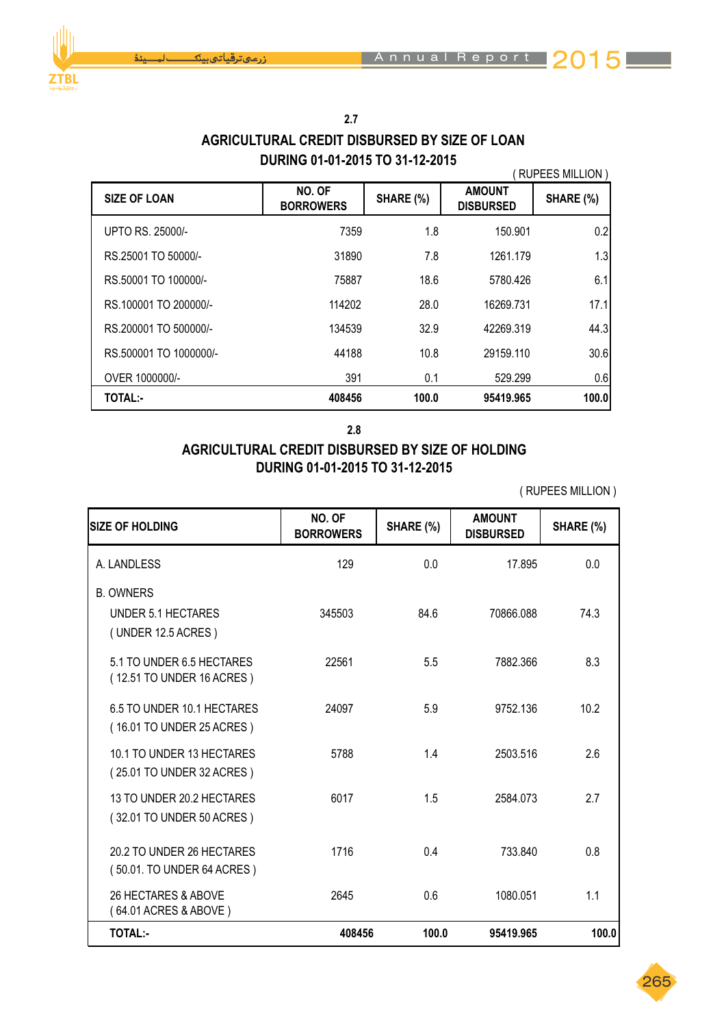## 2.7

## AGRICULTURAL CREDIT DISBURSED BY SIZE OF LOAN DURING 01-01-2015 TO 31-12-2015

( RUPEES MILLION )

| SIZE OF LOAN | NO. OF BORROWERS | SHARE (%) | AMOUNT DISBURSED | SHARE (%) |
|---|---|---|---|---|
| UPTO RS. 25000/- | 7359 | 1.8 | 150.901 | 0.2 |
| RS.25001 TO 50000/- | 31890 | 7.8 | 1261.179 | 1.3 |
| RS.50001 TO 100000/- | 75887 | 18.6 | 5780.426 | 6.1 |
| RS.100001 TO 200000/- | 114202 | 28.0 | 16269.731 | 17.1 |
| RS.200001 TO 500000/- | 134539 | 32.9 | 42269.319 | 44.3 |
| RS.500001 TO 1000000/- | 44188 | 10.8 | 29159.110 | 30.6 |
| OVER 1000000/- | 391 | 0.1 | 529.299 | 0.6 |
| **TOTAL:-** | **408456** | **100.0** | **95419.965** | **100.0** |

## 2.8

## AGRICULTURAL CREDIT DISBURSED BY SIZE OF HOLDING DURING 01-01-2015 TO 31-12-2015

( RUPEES MILLION )

| SIZE OF HOLDING | NO. OF BORROWERS | SHARE (%) | AMOUNT DISBURSED | SHARE (%) |
|---|---|---|---|---|
| A. LANDLESS | 129 | 0.0 | 17.895 | 0.0 |
| B. OWNERS | | | | |
| UNDER 5.1 HECTARES ( UNDER 12.5 ACRES ) | 345503 | 84.6 | 70866.088 | 74.3 |
| 5.1 TO UNDER 6.5 HECTARES ( 12.51 TO UNDER 16 ACRES ) | 22561 | 5.5 | 7882.366 | 8.3 |
| 6.5 TO UNDER 10.1 HECTARES ( 16.01 TO UNDER 25 ACRES ) | 24097 | 5.9 | 9752.136 | 10.2 |
| 10.1 TO UNDER 13 HECTARES ( 25.01 TO UNDER 32 ACRES ) | 5788 | 1.4 | 2503.516 | 2.6 |
| 13 TO UNDER 20.2 HECTARES ( 32.01 TO UNDER 50 ACRES ) | 6017 | 1.5 | 2584.073 | 2.7 |
| 20.2 TO UNDER 26 HECTARES ( 50.01. TO UNDER 64 ACRES ) | 1716 | 0.4 | 733.840 | 0.8 |
| 26 HECTARES & ABOVE ( 64.01 ACRES & ABOVE ) | 2645 | 0.6 | 1080.051 | 1.1 |
| **TOTAL:-** | **408456** | **100.0** | **95419.965** | **100.0** |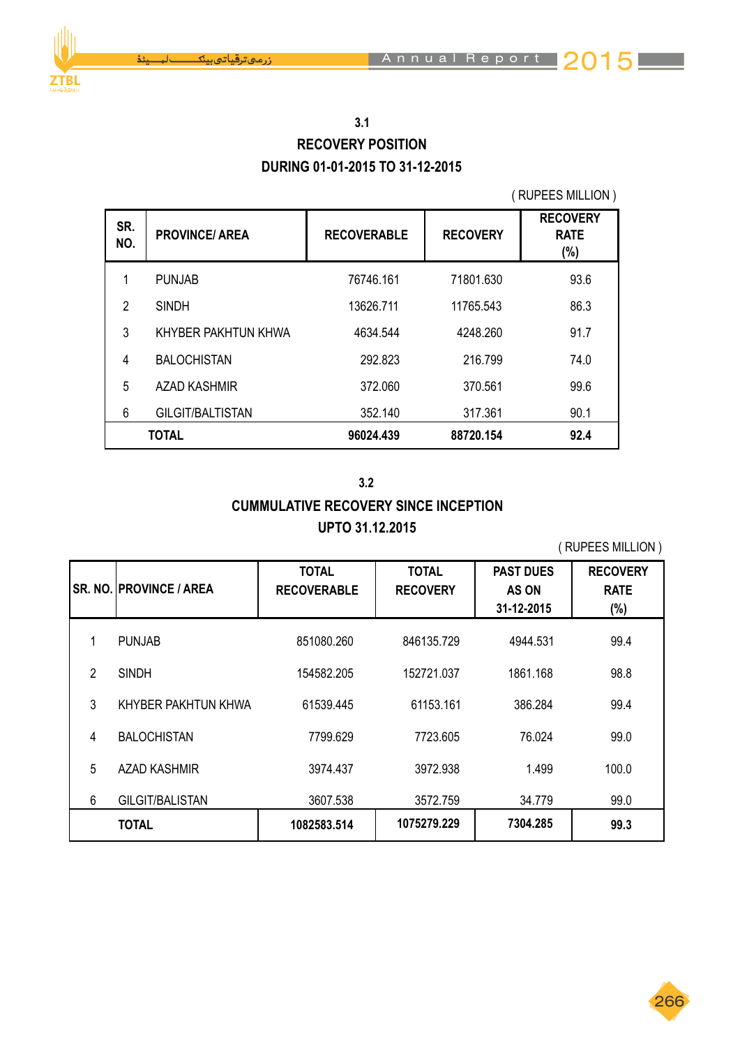### 3.1
### RECOVERY POSITION
### DURING 01-01-2015 TO 31-12-2015

( RUPEES MILLION )

| SR. NO. | PROVINCE/ AREA | RECOVERABLE | RECOVERY | RECOVERY RATE (%) |
|---|---|---|---|---|
| 1 | PUNJAB | 76746.161 | 71801.630 | 93.6 |
| 2 | SINDH | 13626.711 | 11765.543 | 86.3 |
| 3 | KHYBER PAKHTUN KHWA | 4634.544 | 4248.260 | 91.7 |
| 4 | BALOCHISTAN | 292.823 | 216.799 | 74.0 |
| 5 | AZAD KASHMIR | 372.060 | 370.561 | 99.6 |
| 6 | GILGIT/BALTISTAN | 352.140 | 317.361 | 90.1 |
| | **TOTAL** | **96024.439** | **88720.154** | **92.4** |

### 3.2
### CUMMULATIVE RECOVERY SINCE INCEPTION
### UPTO 31.12.2015

( RUPEES MILLION )

| SR. NO. | PROVINCE / AREA | TOTAL RECOVERABLE | TOTAL RECOVERY | PAST DUES AS ON 31-12-2015 | RECOVERY RATE (%) |
|---|---|---|---|---|---|
| 1 | PUNJAB | 851080.260 | 846135.729 | 4944.531 | 99.4 |
| 2 | SINDH | 154582.205 | 152721.037 | 1861.168 | 98.8 |
| 3 | KHYBER PAKHTUN KHWA | 61539.445 | 61153.161 | 386.284 | 99.4 |
| 4 | BALOCHISTAN | 7799.629 | 7723.605 | 76.024 | 99.0 |
| 5 | AZAD KASHMIR | 3974.437 | 3972.938 | 1.499 | 100.0 |
| 6 | GILGIT/BALISTAN | 3607.538 | 3572.759 | 34.779 | 99.0 |
| | **TOTAL** | **1082583.514** | **1075279.229** | **7304.285** | **99.3** |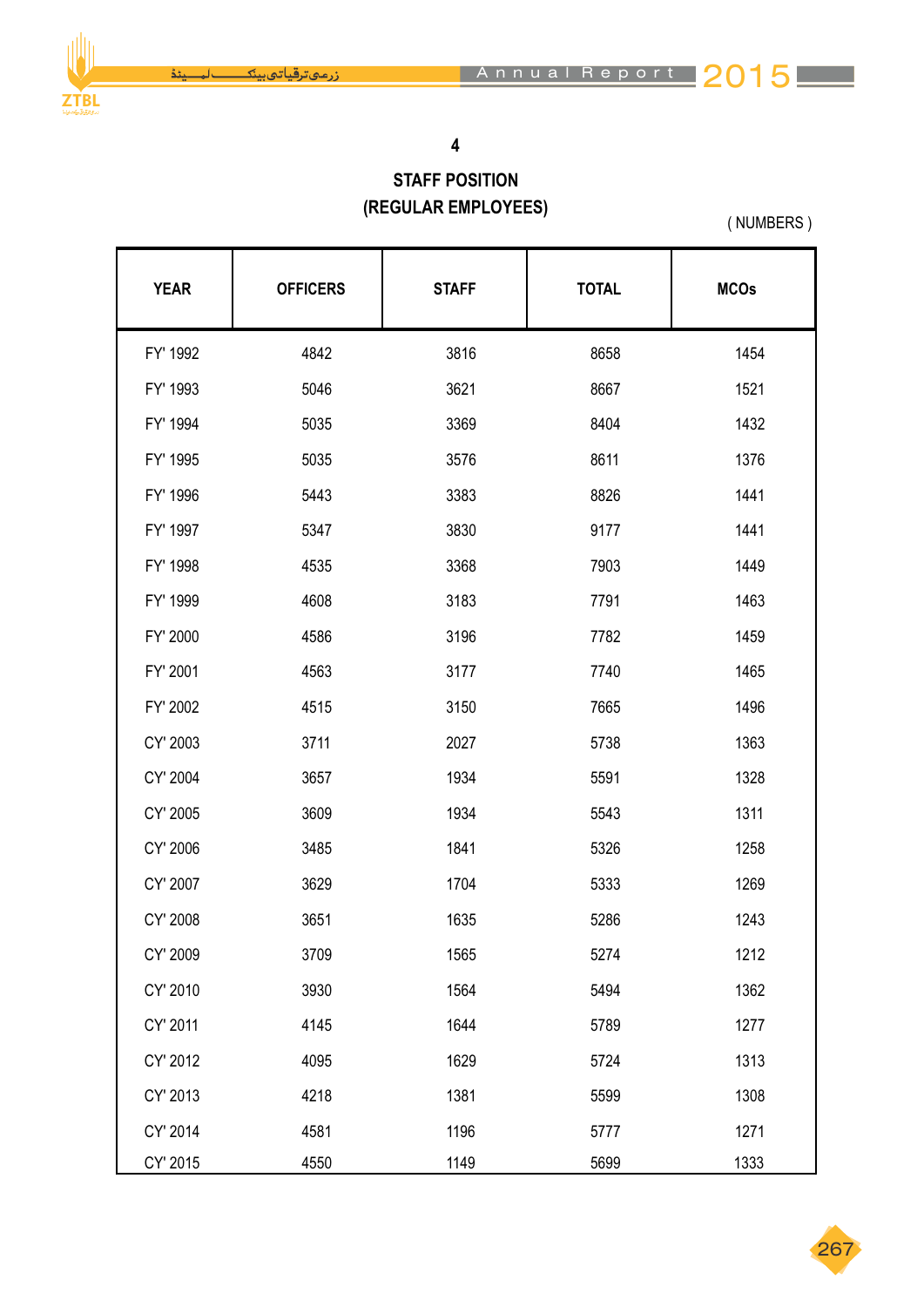# 4

## STAFF POSITION
## (REGULAR EMPLOYEES)

( NUMBERS )

| YEAR | OFFICERS | STAFF | TOTAL | MCOs |
|---|---|---|---|---|
| FY' 1992 | 4842 | 3816 | 8658 | 1454 |
| FY' 1993 | 5046 | 3621 | 8667 | 1521 |
| FY' 1994 | 5035 | 3369 | 8404 | 1432 |
| FY' 1995 | 5035 | 3576 | 8611 | 1376 |
| FY' 1996 | 5443 | 3383 | 8826 | 1441 |
| FY' 1997 | 5347 | 3830 | 9177 | 1441 |
| FY' 1998 | 4535 | 3368 | 7903 | 1449 |
| FY' 1999 | 4608 | 3183 | 7791 | 1463 |
| FY' 2000 | 4586 | 3196 | 7782 | 1459 |
| FY' 2001 | 4563 | 3177 | 7740 | 1465 |
| FY' 2002 | 4515 | 3150 | 7665 | 1496 |
| CY' 2003 | 3711 | 2027 | 5738 | 1363 |
| CY' 2004 | 3657 | 1934 | 5591 | 1328 |
| CY' 2005 | 3609 | 1934 | 5543 | 1311 |
| CY' 2006 | 3485 | 1841 | 5326 | 1258 |
| CY' 2007 | 3629 | 1704 | 5333 | 1269 |
| CY' 2008 | 3651 | 1635 | 5286 | 1243 |
| CY' 2009 | 3709 | 1565 | 5274 | 1212 |
| CY' 2010 | 3930 | 1564 | 5494 | 1362 |
| CY' 2011 | 4145 | 1644 | 5789 | 1277 |
| CY' 2012 | 4095 | 1629 | 5724 | 1313 |
| CY' 2013 | 4218 | 1381 | 5599 | 1308 |
| CY' 2014 | 4581 | 1196 | 5777 | 1271 |
| CY' 2015 | 4550 | 1149 | 5699 | 1333 |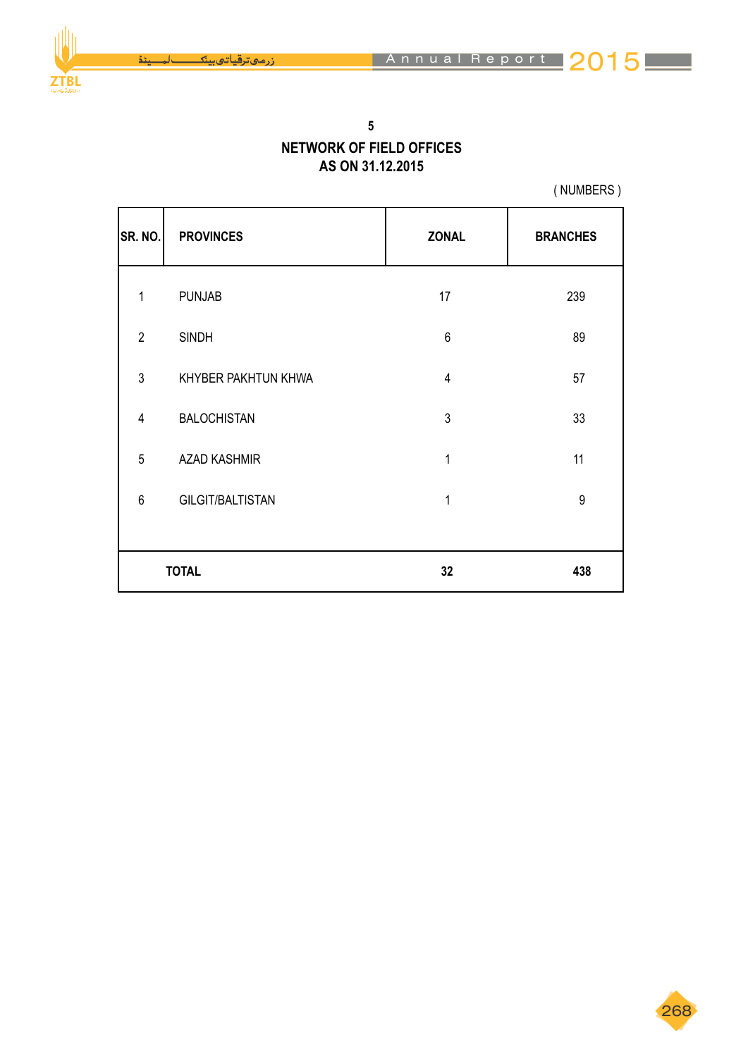5

## NETWORK OF FIELD OFFICES
## AS ON 31.12.2015

( NUMBERS )

| SR. NO. | PROVINCES | ZONAL | BRANCHES |
|---|---|---|---|
| 1 | PUNJAB | 17 | 239 |
| 2 | SINDH | 6 | 89 |
| 3 | KHYBER PAKHTUN KHWA | 4 | 57 |
| 4 | BALOCHISTAN | 3 | 33 |
| 5 | AZAD KASHMIR | 1 | 11 |
| 6 | GILGIT/BALTISTAN | 1 | 9 |
| | **TOTAL** | **32** | **438** |